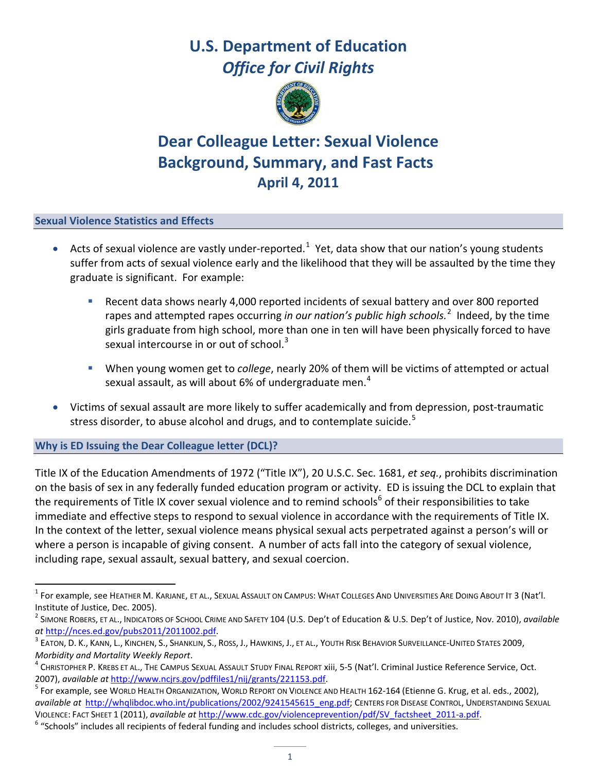# U.S. Department of Education
## *Office for Civil Rights*

# Dear Colleague Letter: Sexual Violence Background, Summary, and Fast Facts
## April 4, 2011

### Sexual Violence Statistics and Effects

- Acts of sexual violence are vastly under-reported.[1] Yet, data show that our nation's young students suffer from acts of sexual violence early and the likelihood that they will be assaulted by the time they graduate is significant. For example:
  - Recent data shows nearly 4,000 reported incidents of sexual battery and over 800 reported rapes and attempted rapes occurring *in our nation's public high schools.*[2] Indeed, by the time girls graduate from high school, more than one in ten will have been physically forced to have sexual intercourse in or out of school.[3]
  - When young women get to *college*, nearly 20% of them will be victims of attempted or actual sexual assault, as will about 6% of undergraduate men.[4]
- Victims of sexual assault are more likely to suffer academically and from depression, post-traumatic stress disorder, to abuse alcohol and drugs, and to contemplate suicide.[5]

### Why is ED Issuing the Dear Colleague letter (DCL)?

Title IX of the Education Amendments of 1972 ("Title IX"), 20 U.S.C. Sec. 1681, *et seq.*, prohibits discrimination on the basis of sex in any federally funded education program or activity. ED is issuing the DCL to explain that the requirements of Title IX cover sexual violence and to remind schools[6] of their responsibilities to take immediate and effective steps to respond to sexual violence in accordance with the requirements of Title IX. In the context of the letter, sexual violence means physical sexual acts perpetrated against a person's will or where a person is incapable of giving consent. A number of acts fall into the category of sexual violence, including rape, sexual assault, sexual battery, and sexual coercion.

---

[1] For example, see HEATHER M. KARJANE, ET AL., SEXUAL ASSAULT ON CAMPUS: WHAT COLLEGES AND UNIVERSITIES ARE DOING ABOUT IT 3 (Nat'l. Institute of Justice, Dec. 2005).

[2] SIMONE ROBERS, ET AL., INDICATORS OF SCHOOL CRIME AND SAFETY 104 (U.S. Dep't of Education & U.S. Dep't of Justice, Nov. 2010), *available at* http://nces.ed.gov/pubs2011/2011002.pdf.

[3] EATON, D. K., KANN, L., KINCHEN, S., SHANKLIN, S., ROSS, J., HAWKINS, J., ET AL., YOUTH RISK BEHAVIOR SURVEILLANCE-UNITED STATES 2009, *Morbidity and Mortality Weekly Report*.

[4] CHRISTOPHER P. KREBS ET AL., THE CAMPUS SEXUAL ASSAULT STUDY FINAL REPORT xiii, 5-5 (Nat'l. Criminal Justice Reference Service, Oct. 2007), *available at* http://www.ncjrs.gov/pdffiles1/nij/grants/221153.pdf.

[5] For example, see WORLD HEALTH ORGANIZATION, WORLD REPORT ON VIOLENCE AND HEALTH 162-164 (Etienne G. Krug, et al. eds., 2002), *available at* http://whqlibdoc.who.int/publications/2002/9241545615_eng.pdf; CENTERS FOR DISEASE CONTROL, UNDERSTANDING SEXUAL VIOLENCE: FACT SHEET 1 (2011), *available at* http://www.cdc.gov/violenceprevention/pdf/SV_factsheet_2011-a.pdf.

[6] "Schools" includes all recipients of federal funding and includes school districts, colleges, and universities.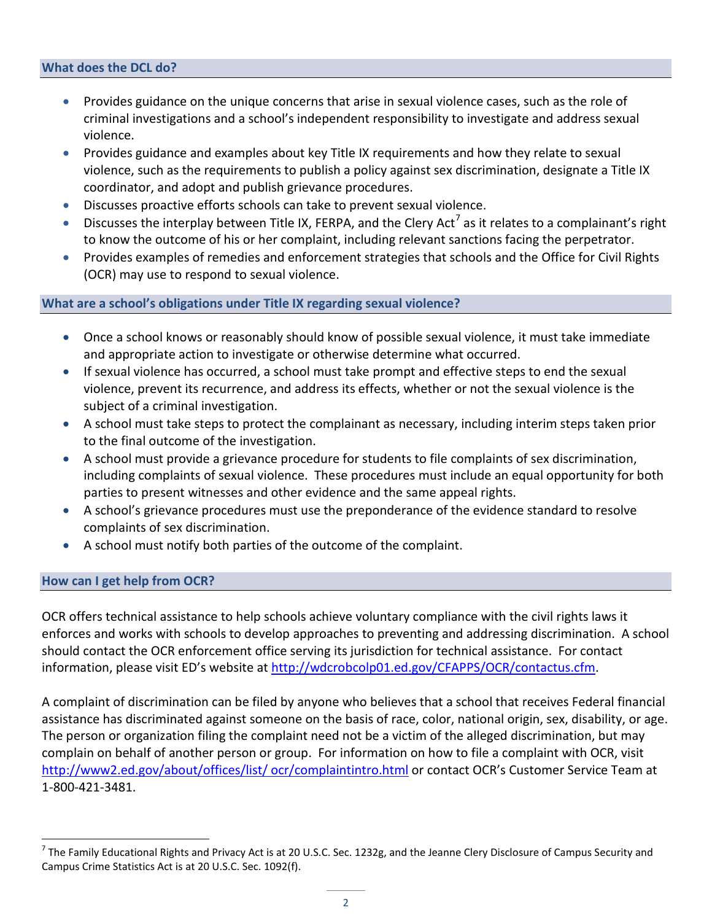## What does the DCL do?

- Provides guidance on the unique concerns that arise in sexual violence cases, such as the role of criminal investigations and a school's independent responsibility to investigate and address sexual violence.
- Provides guidance and examples about key Title IX requirements and how they relate to sexual violence, such as the requirements to publish a policy against sex discrimination, designate a Title IX coordinator, and adopt and publish grievance procedures.
- Discusses proactive efforts schools can take to prevent sexual violence.
- Discusses the interplay between Title IX, FERPA, and the Clery Act[7] as it relates to a complainant's right to know the outcome of his or her complaint, including relevant sanctions facing the perpetrator.
- Provides examples of remedies and enforcement strategies that schools and the Office for Civil Rights (OCR) may use to respond to sexual violence.

## What are a school's obligations under Title IX regarding sexual violence?

- Once a school knows or reasonably should know of possible sexual violence, it must take immediate and appropriate action to investigate or otherwise determine what occurred.
- If sexual violence has occurred, a school must take prompt and effective steps to end the sexual violence, prevent its recurrence, and address its effects, whether or not the sexual violence is the subject of a criminal investigation.
- A school must take steps to protect the complainant as necessary, including interim steps taken prior to the final outcome of the investigation.
- A school must provide a grievance procedure for students to file complaints of sex discrimination, including complaints of sexual violence. These procedures must include an equal opportunity for both parties to present witnesses and other evidence and the same appeal rights.
- A school's grievance procedures must use the preponderance of the evidence standard to resolve complaints of sex discrimination.
- A school must notify both parties of the outcome of the complaint.

## How can I get help from OCR?

OCR offers technical assistance to help schools achieve voluntary compliance with the civil rights laws it enforces and works with schools to develop approaches to preventing and addressing discrimination. A school should contact the OCR enforcement office serving its jurisdiction for technical assistance. For contact information, please visit ED's website at http://wdcrobcolp01.ed.gov/CFAPPS/OCR/contactus.cfm.

A complaint of discrimination can be filed by anyone who believes that a school that receives Federal financial assistance has discriminated against someone on the basis of race, color, national origin, sex, disability, or age. The person or organization filing the complaint need not be a victim of the alleged discrimination, but may complain on behalf of another person or group. For information on how to file a complaint with OCR, visit http://www2.ed.gov/about/offices/list/ ocr/complaintintro.html or contact OCR's Customer Service Team at 1-800-421-3481.

[7] The Family Educational Rights and Privacy Act is at 20 U.S.C. Sec. 1232g, and the Jeanne Clery Disclosure of Campus Security and Campus Crime Statistics Act is at 20 U.S.C. Sec. 1092(f).